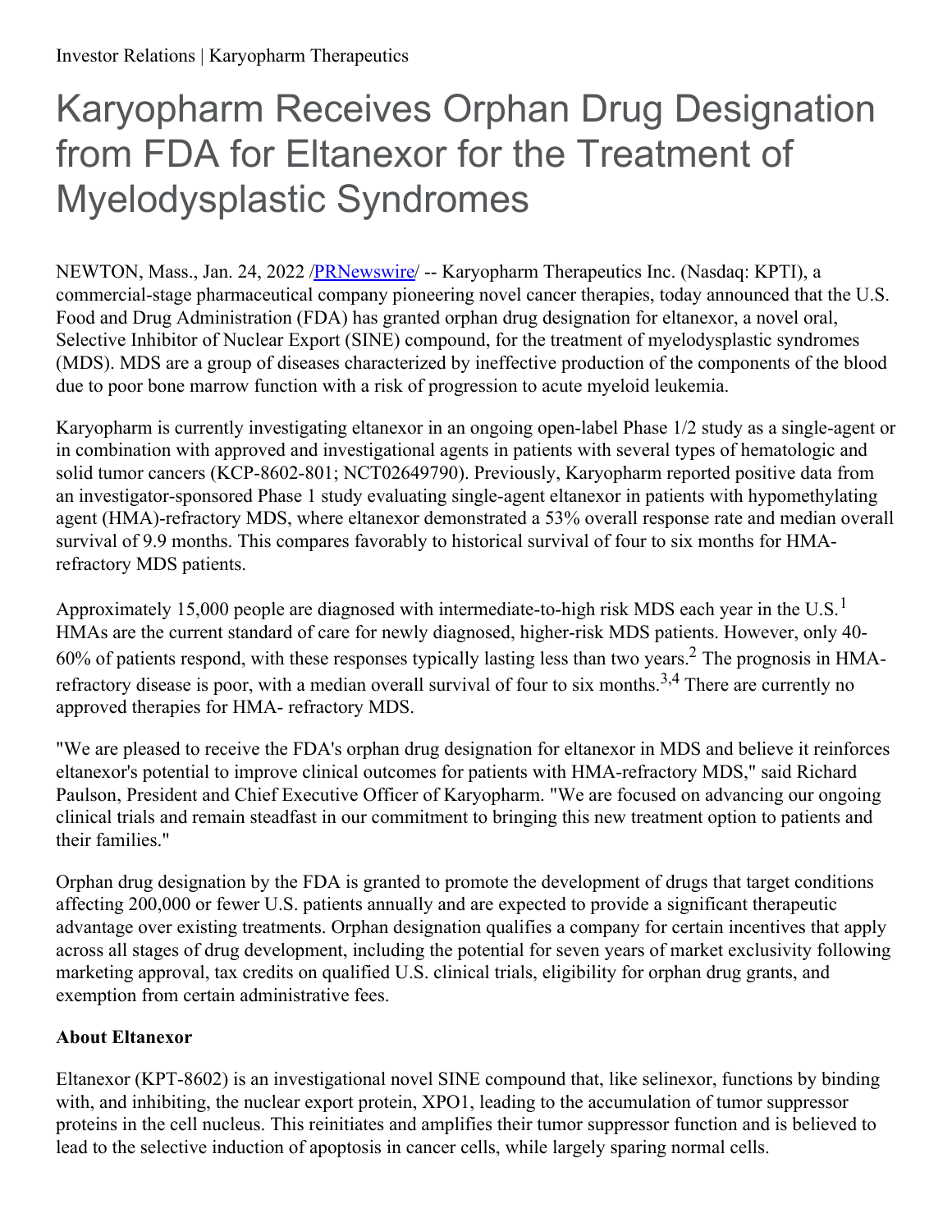# Karyopharm Receives Orphan Drug Designation from FDA for Eltanexor for the Treatment of Myelodysplastic Syndromes

NEWTON, Mass., Jan. 24, 2022 /PRNewswire/ -- Karyopharm Therapeutics Inc. (Nasdaq: KPTI), a commercial-stage pharmaceutical company pioneering novel cancer therapies, today announced that the U.S. Food and Drug Administration (FDA) has granted orphan drug designation for eltanexor, a novel oral, Selective Inhibitor of Nuclear Export (SINE) compound, for the treatment of myelodysplastic syndromes (MDS). MDS are a group of diseases characterized by ineffective production of the components of the blood due to poor bone marrow function with a risk of progression to acute myeloid leukemia.

Karyopharm is currently investigating eltanexor in an ongoing open-label Phase 1/2 study as a single-agent or in combination with approved and investigational agents in patients with several types of hematologic and solid tumor cancers (KCP-8602-801; NCT02649790). Previously, Karyopharm reported positive data from an investigator-sponsored Phase 1 study evaluating single-agent eltanexor in patients with hypomethylating agent (HMA)-refractory MDS, where eltanexor demonstrated a 53% overall response rate and median overall survival of 9.9 months. This compares favorably to historical survival of four to six months for HMA-refractory MDS patients.

Approximately 15,000 people are diagnosed with intermediate-to-high risk MDS each year in the U.S.[1] HMAs are the current standard of care for newly diagnosed, higher-risk MDS patients. However, only 40-60% of patients respond, with these responses typically lasting less than two years.[2] The prognosis in HMA-refractory disease is poor, with a median overall survival of four to six months.[3,4] There are currently no approved therapies for HMA- refractory MDS.

"We are pleased to receive the FDA's orphan drug designation for eltanexor in MDS and believe it reinforces eltanexor's potential to improve clinical outcomes for patients with HMA-refractory MDS," said Richard Paulson, President and Chief Executive Officer of Karyopharm. "We are focused on advancing our ongoing clinical trials and remain steadfast in our commitment to bringing this new treatment option to patients and their families."

Orphan drug designation by the FDA is granted to promote the development of drugs that target conditions affecting 200,000 or fewer U.S. patients annually and are expected to provide a significant therapeutic advantage over existing treatments. Orphan designation qualifies a company for certain incentives that apply across all stages of drug development, including the potential for seven years of market exclusivity following marketing approval, tax credits on qualified U.S. clinical trials, eligibility for orphan drug grants, and exemption from certain administrative fees.

**About Eltanexor**

Eltanexor (KPT-8602) is an investigational novel SINE compound that, like selinexor, functions by binding with, and inhibiting, the nuclear export protein, XPO1, leading to the accumulation of tumor suppressor proteins in the cell nucleus. This reinitiates and amplifies their tumor suppressor function and is believed to lead to the selective induction of apoptosis in cancer cells, while largely sparing normal cells.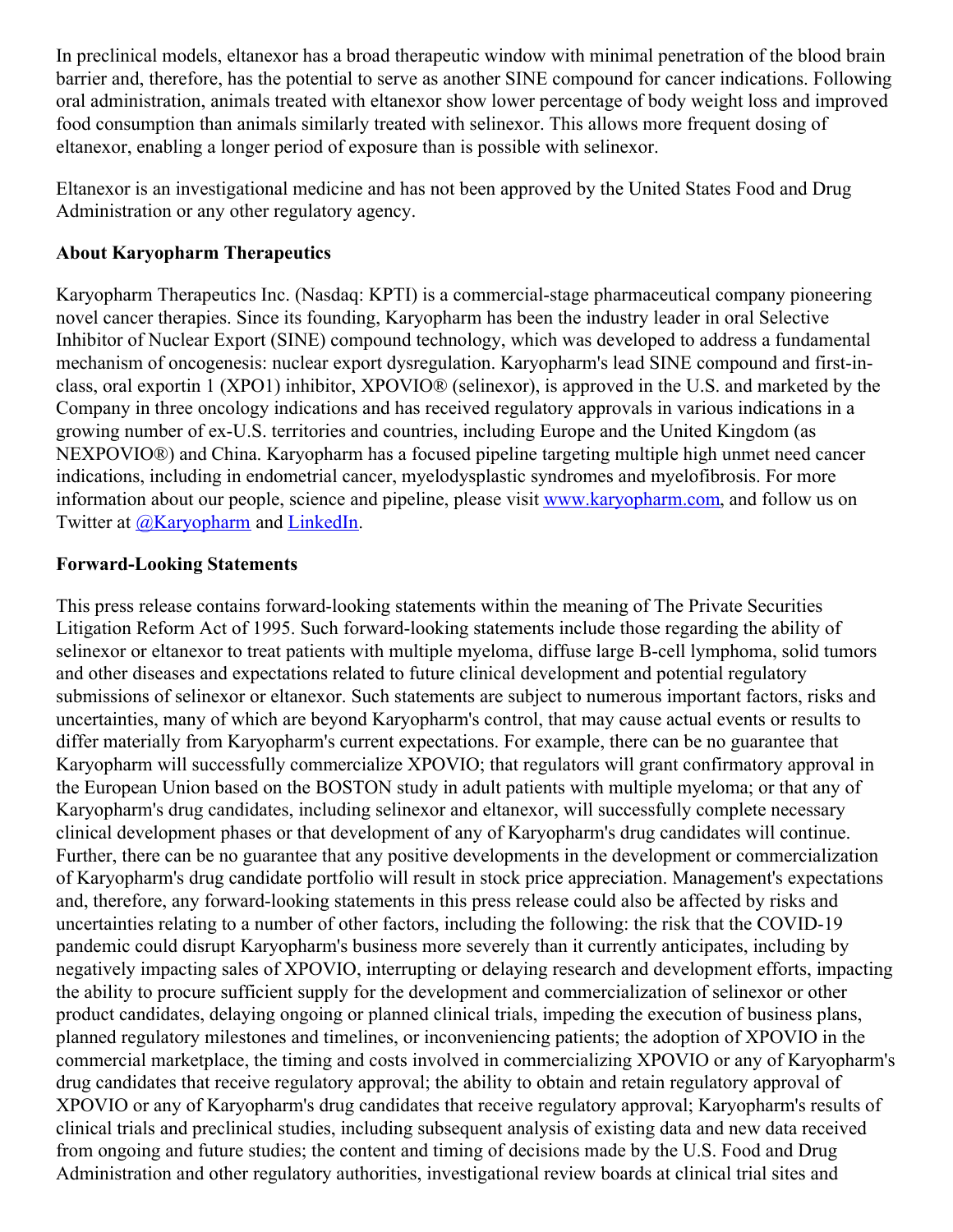In preclinical models, eltanexor has a broad therapeutic window with minimal penetration of the blood brain barrier and, therefore, has the potential to serve as another SINE compound for cancer indications. Following oral administration, animals treated with eltanexor show lower percentage of body weight loss and improved food consumption than animals similarly treated with selinexor. This allows more frequent dosing of eltanexor, enabling a longer period of exposure than is possible with selinexor.

Eltanexor is an investigational medicine and has not been approved by the United States Food and Drug Administration or any other regulatory agency.

**About Karyopharm Therapeutics**

Karyopharm Therapeutics Inc. (Nasdaq: KPTI) is a commercial-stage pharmaceutical company pioneering novel cancer therapies. Since its founding, Karyopharm has been the industry leader in oral Selective Inhibitor of Nuclear Export (SINE) compound technology, which was developed to address a fundamental mechanism of oncogenesis: nuclear export dysregulation. Karyopharm's lead SINE compound and first-in-class, oral exportin 1 (XPO1) inhibitor, XPOVIO® (selinexor), is approved in the U.S. and marketed by the Company in three oncology indications and has received regulatory approvals in various indications in a growing number of ex-U.S. territories and countries, including Europe and the United Kingdom (as NEXPOVIO®) and China. Karyopharm has a focused pipeline targeting multiple high unmet need cancer indications, including in endometrial cancer, myelodysplastic syndromes and myelofibrosis. For more information about our people, science and pipeline, please visit [www.karyopharm.com](www.karyopharm.com), and follow us on Twitter at [@Karyopharm]() and [LinkedIn]().

**Forward-Looking Statements**

This press release contains forward-looking statements within the meaning of The Private Securities Litigation Reform Act of 1995. Such forward-looking statements include those regarding the ability of selinexor or eltanexor to treat patients with multiple myeloma, diffuse large B-cell lymphoma, solid tumors and other diseases and expectations related to future clinical development and potential regulatory submissions of selinexor or eltanexor. Such statements are subject to numerous important factors, risks and uncertainties, many of which are beyond Karyopharm's control, that may cause actual events or results to differ materially from Karyopharm's current expectations. For example, there can be no guarantee that Karyopharm will successfully commercialize XPOVIO; that regulators will grant confirmatory approval in the European Union based on the BOSTON study in adult patients with multiple myeloma; or that any of Karyopharm's drug candidates, including selinexor and eltanexor, will successfully complete necessary clinical development phases or that development of any of Karyopharm's drug candidates will continue. Further, there can be no guarantee that any positive developments in the development or commercialization of Karyopharm's drug candidate portfolio will result in stock price appreciation. Management's expectations and, therefore, any forward-looking statements in this press release could also be affected by risks and uncertainties relating to a number of other factors, including the following: the risk that the COVID-19 pandemic could disrupt Karyopharm's business more severely than it currently anticipates, including by negatively impacting sales of XPOVIO, interrupting or delaying research and development efforts, impacting the ability to procure sufficient supply for the development and commercialization of selinexor or other product candidates, delaying ongoing or planned clinical trials, impeding the execution of business plans, planned regulatory milestones and timelines, or inconveniencing patients; the adoption of XPOVIO in the commercial marketplace, the timing and costs involved in commercializing XPOVIO or any of Karyopharm's drug candidates that receive regulatory approval; the ability to obtain and retain regulatory approval of XPOVIO or any of Karyopharm's drug candidates that receive regulatory approval; Karyopharm's results of clinical trials and preclinical studies, including subsequent analysis of existing data and new data received from ongoing and future studies; the content and timing of decisions made by the U.S. Food and Drug Administration and other regulatory authorities, investigational review boards at clinical trial sites and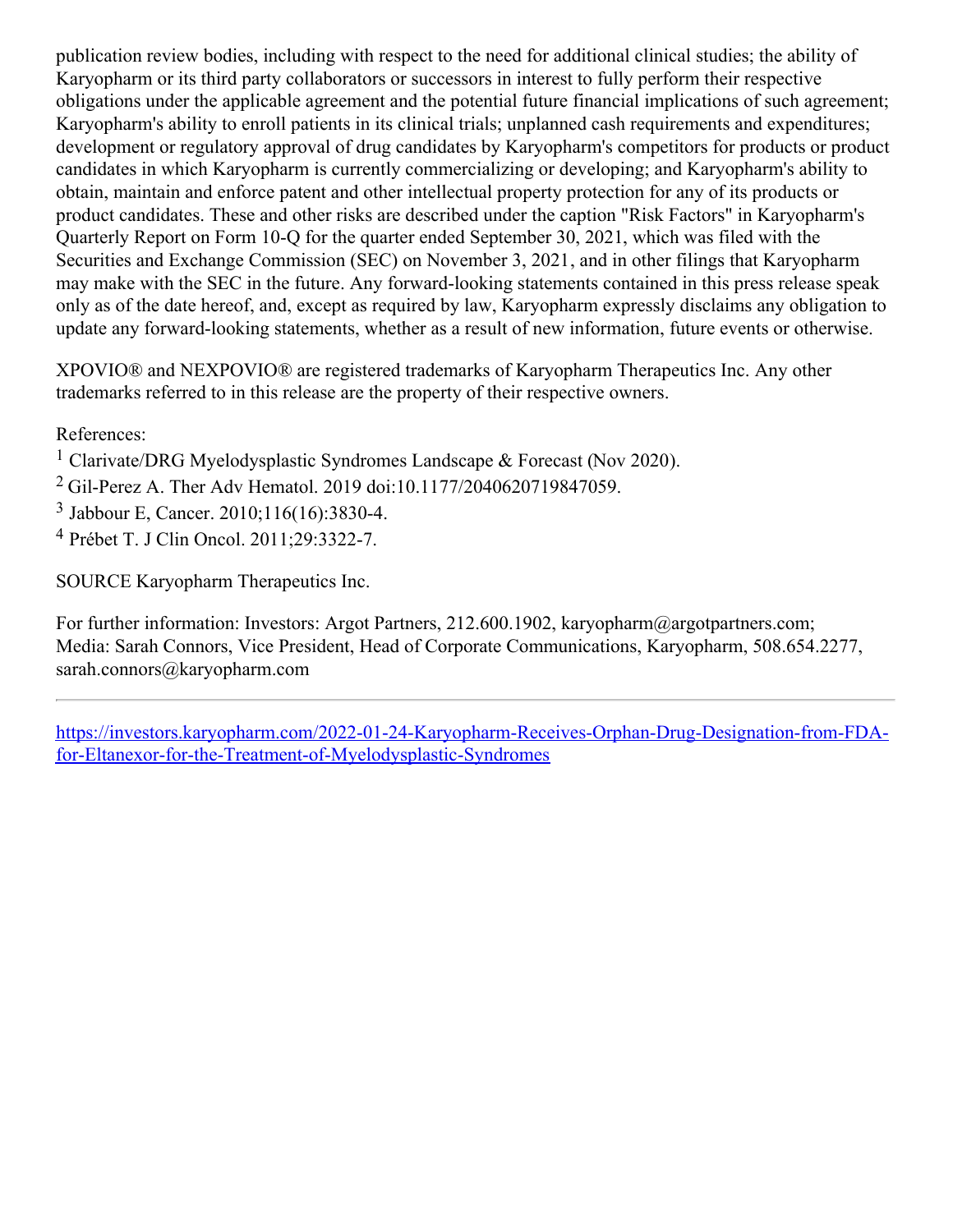publication review bodies, including with respect to the need for additional clinical studies; the ability of Karyopharm or its third party collaborators or successors in interest to fully perform their respective obligations under the applicable agreement and the potential future financial implications of such agreement; Karyopharm's ability to enroll patients in its clinical trials; unplanned cash requirements and expenditures; development or regulatory approval of drug candidates by Karyopharm's competitors for products or product candidates in which Karyopharm is currently commercializing or developing; and Karyopharm's ability to obtain, maintain and enforce patent and other intellectual property protection for any of its products or product candidates. These and other risks are described under the caption "Risk Factors" in Karyopharm's Quarterly Report on Form 10-Q for the quarter ended September 30, 2021, which was filed with the Securities and Exchange Commission (SEC) on November 3, 2021, and in other filings that Karyopharm may make with the SEC in the future. Any forward-looking statements contained in this press release speak only as of the date hereof, and, except as required by law, Karyopharm expressly disclaims any obligation to update any forward-looking statements, whether as a result of new information, future events or otherwise.

XPOVIO® and NEXPOVIO® are registered trademarks of Karyopharm Therapeutics Inc. Any other trademarks referred to in this release are the property of their respective owners.

References:

[1] Clarivate/DRG Myelodysplastic Syndromes Landscape & Forecast (Nov 2020).

[2] Gil-Perez A. Ther Adv Hematol. 2019 doi:10.1177/2040620719847059.

[3] Jabbour E, Cancer. 2010;116(16):3830-4.

[4] Prébet T. J Clin Oncol. 2011;29:3322-7.

SOURCE Karyopharm Therapeutics Inc.

For further information: Investors: Argot Partners, 212.600.1902, karyopharm@argotpartners.com; Media: Sarah Connors, Vice President, Head of Corporate Communications, Karyopharm, 508.654.2277, sarah.connors@karyopharm.com

---

https://investors.karyopharm.com/2022-01-24-Karyopharm-Receives-Orphan-Drug-Designation-from-FDA-for-Eltanexor-for-the-Treatment-of-Myelodysplastic-Syndromes